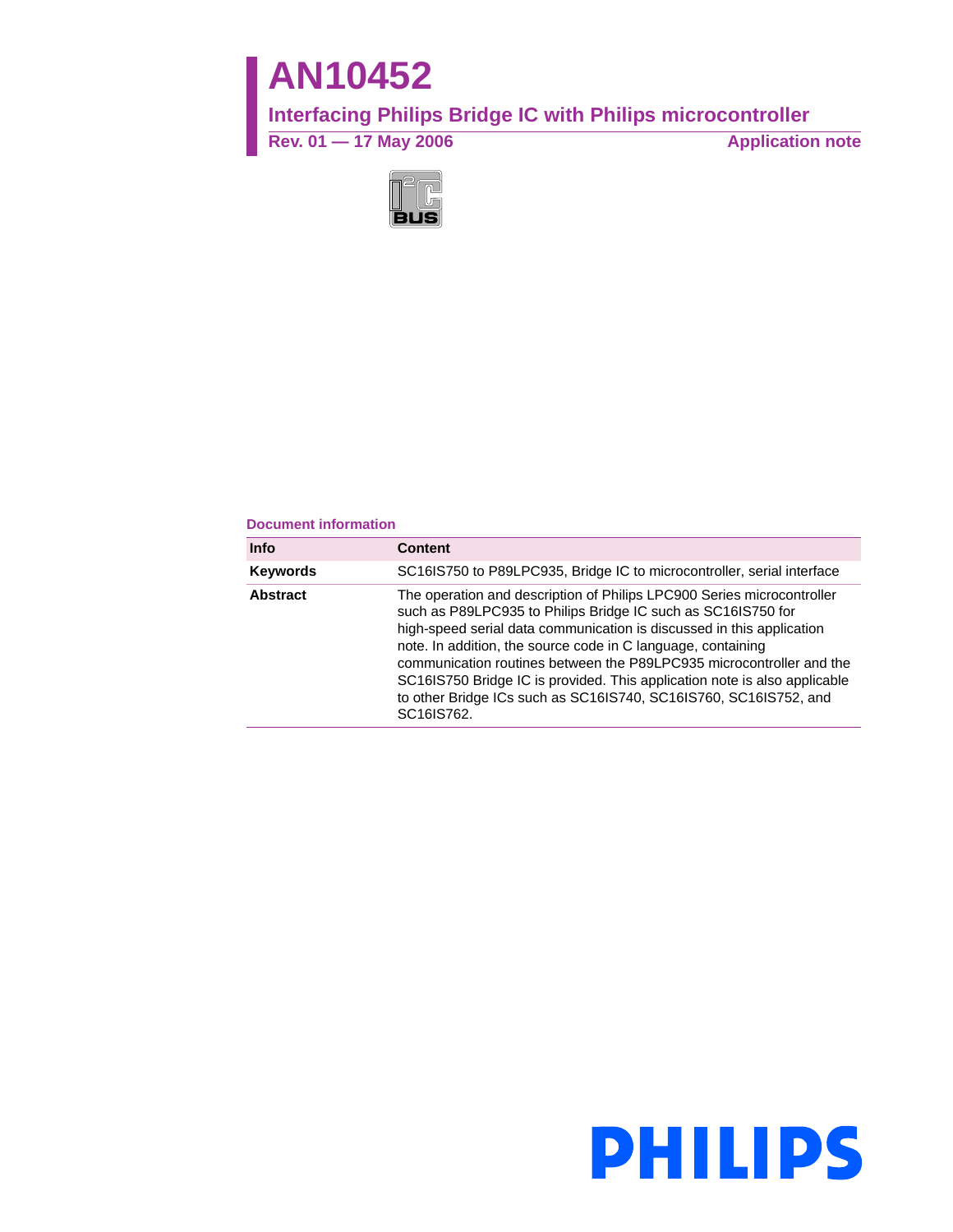# AN10452

## Interfacing Philips Bridge IC with Philips microcontroller

**Rev. 01 — 17 May 2006** **Application note**

**Document information**

| Info | Content |
|---|---|
| **Keywords** | SC16IS750 to P89LPC935, Bridge IC to microcontroller, serial interface |
| **Abstract** | The operation and description of Philips LPC900 Series microcontroller such as P89LPC935 to Philips Bridge IC such as SC16IS750 for high-speed serial data communication is discussed in this application note. In addition, the source code in C language, containing communication routines between the P89LPC935 microcontroller and the SC16IS750 Bridge IC is provided. This application note is also applicable to other Bridge ICs such as SC16IS740, SC16IS760, SC16IS752, and SC16IS762. |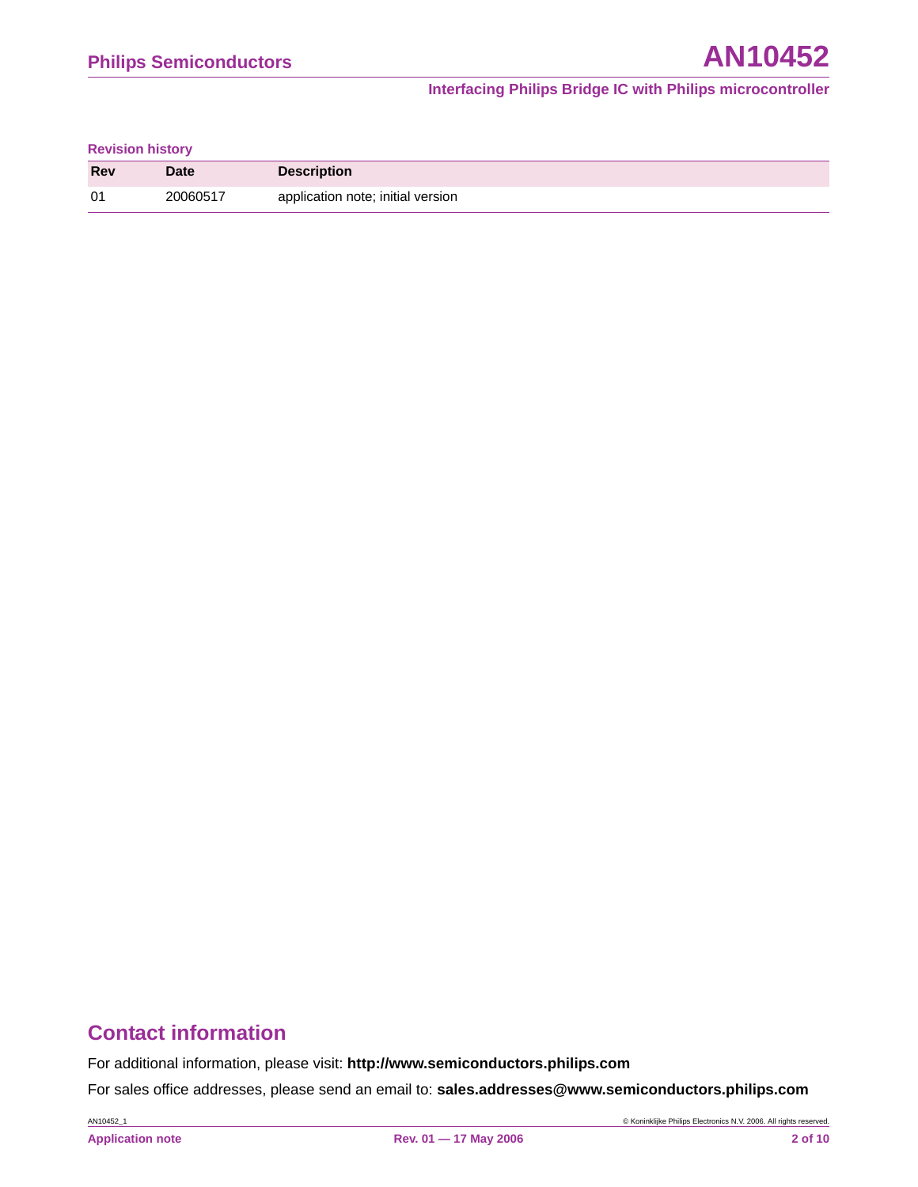**Revision history**

| Rev | Date | Description |
|---|---|---|
| 01 | 20060517 | application note; initial version |

## Contact information

For additional information, please visit: **http://www.semiconductors.philips.com**

For sales office addresses, please send an email to: **sales.addresses@www.semiconductors.philips.com**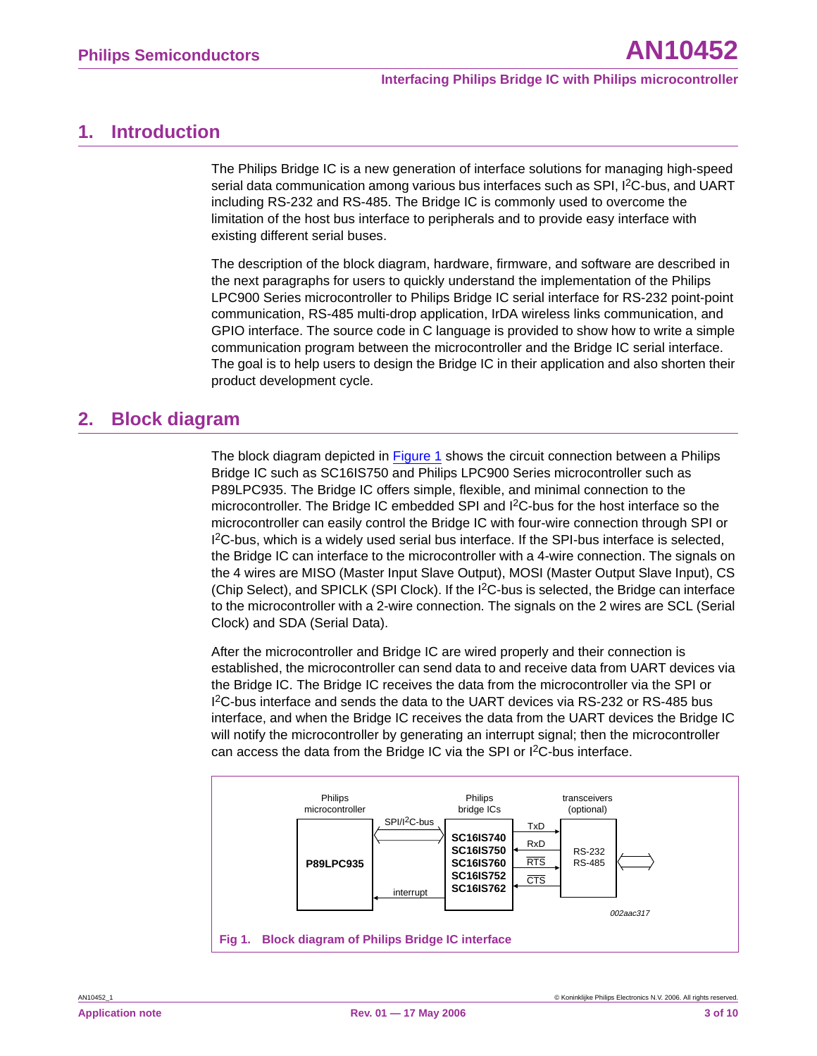## 1. Introduction

The Philips Bridge IC is a new generation of interface solutions for managing high-speed serial data communication among various bus interfaces such as SPI, $I^2C$-bus, and UART including RS-232 and RS-485. The Bridge IC is commonly used to overcome the limitation of the host bus interface to peripherals and to provide easy interface with existing different serial buses.

The description of the block diagram, hardware, firmware, and software are described in the next paragraphs for users to quickly understand the implementation of the Philips LPC900 Series microcontroller to Philips Bridge IC serial interface for RS-232 point-point communication, RS-485 multi-drop application, IrDA wireless links communication, and GPIO interface. The source code in C language is provided to show how to write a simple communication program between the microcontroller and the Bridge IC serial interface. The goal is to help users to design the Bridge IC in their application and also shorten their product development cycle.

## 2. Block diagram

The block diagram depicted in Figure 1 shows the circuit connection between a Philips Bridge IC such as SC16IS750 and Philips LPC900 Series microcontroller such as P89LPC935. The Bridge IC offers simple, flexible, and minimal connection to the microcontroller. The Bridge IC embedded SPI and $I^2C$-bus for the host interface so the microcontroller can easily control the Bridge IC with four-wire connection through SPI or $I^2C$-bus, which is a widely used serial bus interface. If the SPI-bus interface is selected, the Bridge IC can interface to the microcontroller with a 4-wire connection. The signals on the 4 wires are MISO (Master Input Slave Output), MOSI (Master Output Slave Input), CS (Chip Select), and SPICLK (SPI Clock). If the $I^2C$-bus is selected, the Bridge can interface to the microcontroller with a 2-wire connection. The signals on the 2 wires are SCL (Serial Clock) and SDA (Serial Data).

After the microcontroller and Bridge IC are wired properly and their connection is established, the microcontroller can send data to and receive data from UART devices via the Bridge IC. The Bridge IC receives the data from the microcontroller via the SPI or $I^2C$-bus interface and sends the data to the UART devices via RS-232 or RS-485 bus interface, and when the Bridge IC receives the data from the UART devices the Bridge IC will notify the microcontroller by generating an interrupt signal; then the microcontroller can access the data from the Bridge IC via the SPI or $I^2C$-bus interface.

Philips microcontroller: P89LPC935 — SPI/$I^2C$-bus — Philips bridge ICs: SC16IS740, SC16IS750, SC16IS760, SC16IS752, SC16IS762 — interrupt — TxD, RxD, RTS, CTS — transceivers (optional): RS-232, RS-485

002aac317

**Fig 1. Block diagram of Philips Bridge IC interface**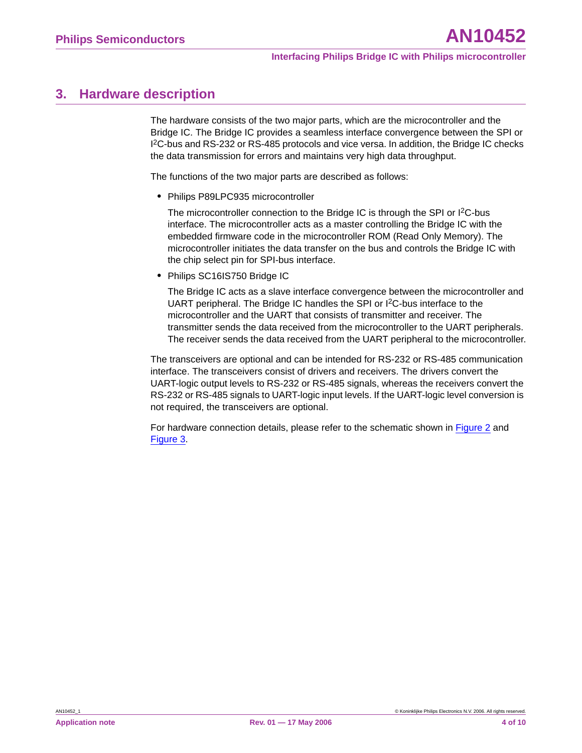## 3. Hardware description

The hardware consists of the two major parts, which are the microcontroller and the Bridge IC. The Bridge IC provides a seamless interface convergence between the SPI or I$^2$C-bus and RS-232 or RS-485 protocols and vice versa. In addition, the Bridge IC checks the data transmission for errors and maintains very high data throughput.

The functions of the two major parts are described as follows:

- Philips P89LPC935 microcontroller

  The microcontroller connection to the Bridge IC is through the SPI or I$^2$C-bus interface. The microcontroller acts as a master controlling the Bridge IC with the embedded firmware code in the microcontroller ROM (Read Only Memory). The microcontroller initiates the data transfer on the bus and controls the Bridge IC with the chip select pin for SPI-bus interface.

- Philips SC16IS750 Bridge IC

  The Bridge IC acts as a slave interface convergence between the microcontroller and UART peripheral. The Bridge IC handles the SPI or I$^2$C-bus interface to the microcontroller and the UART that consists of transmitter and receiver. The transmitter sends the data received from the microcontroller to the UART peripherals. The receiver sends the data received from the UART peripheral to the microcontroller.

The transceivers are optional and can be intended for RS-232 or RS-485 communication interface. The transceivers consist of drivers and receivers. The drivers convert the UART-logic output levels to RS-232 or RS-485 signals, whereas the receivers convert the RS-232 or RS-485 signals to UART-logic input levels. If the UART-logic level conversion is not required, the transceivers are optional.

For hardware connection details, please refer to the schematic shown in Figure 2 and Figure 3.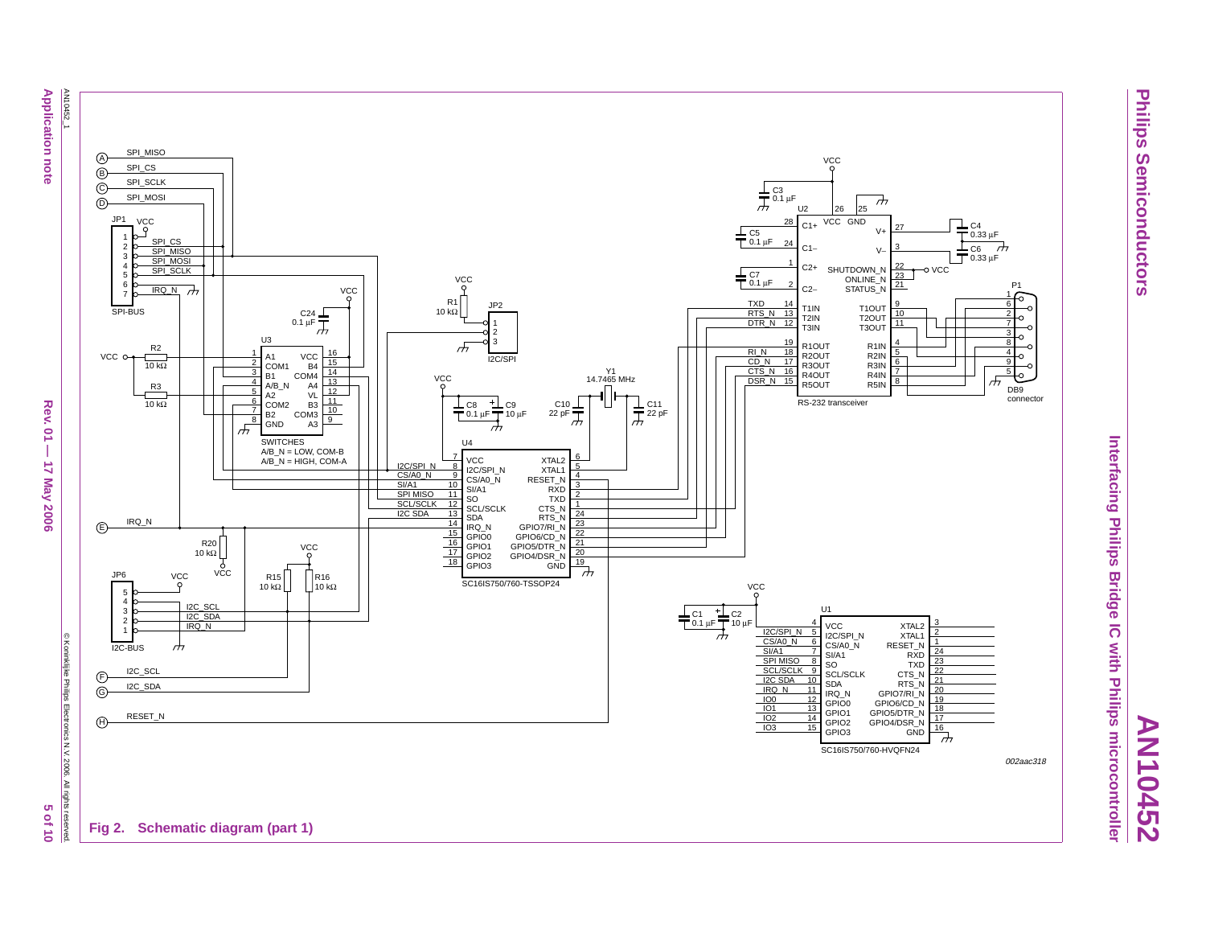**Fig 2. Schematic diagram (part 1)**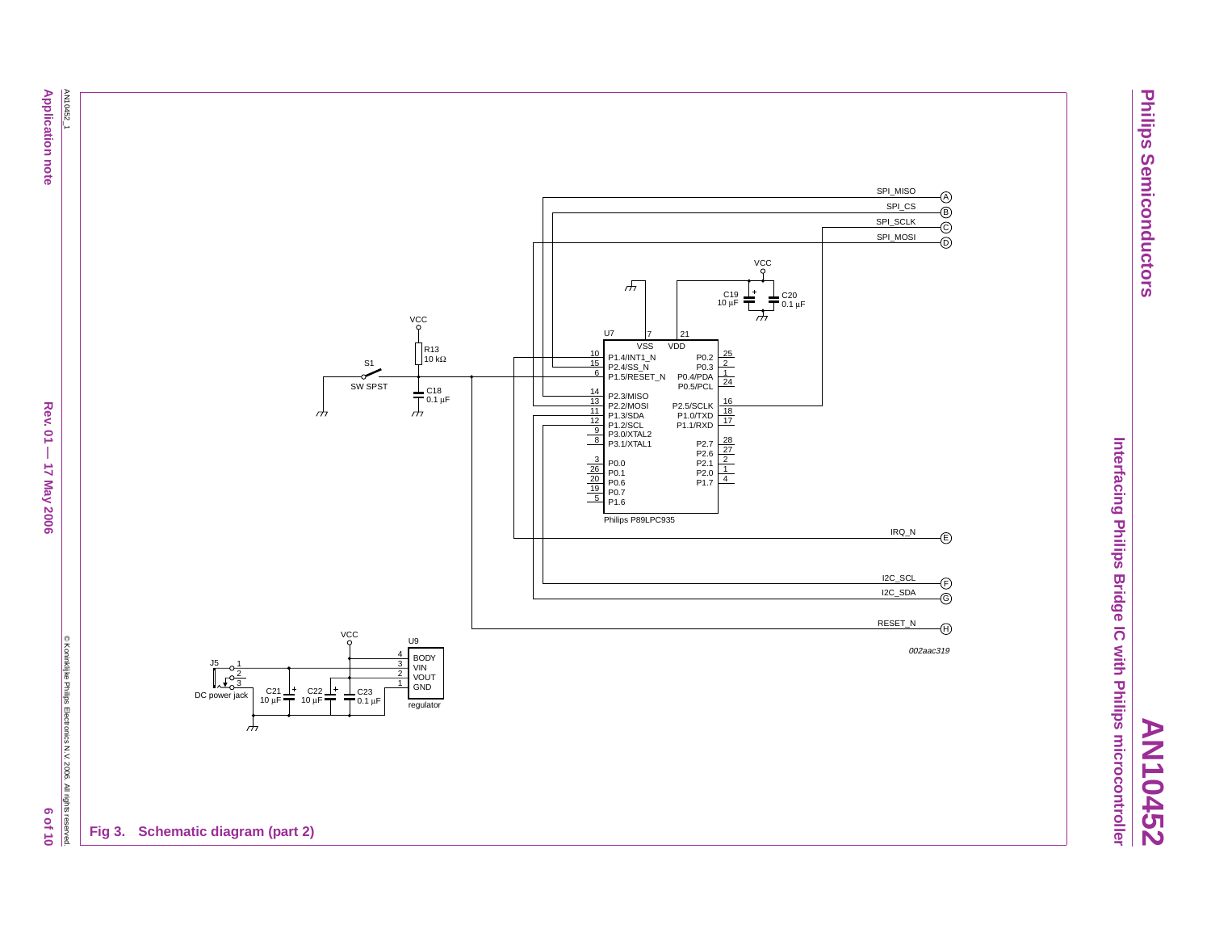Fig 3. Schematic diagram (part 2)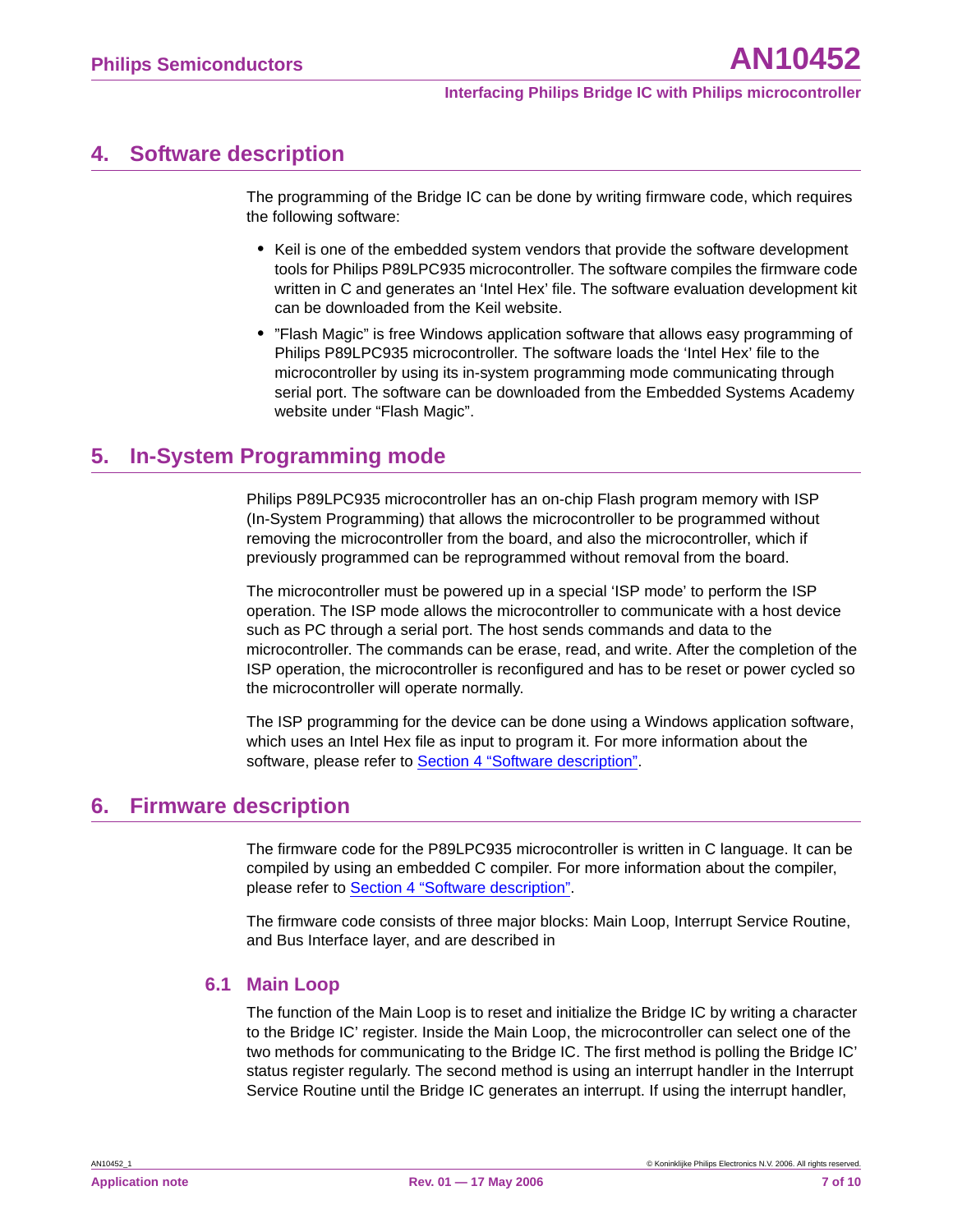## 4. Software description

The programming of the Bridge IC can be done by writing firmware code, which requires the following software:

- Keil is one of the embedded system vendors that provide the software development tools for Philips P89LPC935 microcontroller. The software compiles the firmware code written in C and generates an 'Intel Hex' file. The software evaluation development kit can be downloaded from the Keil website.
- "Flash Magic" is free Windows application software that allows easy programming of Philips P89LPC935 microcontroller. The software loads the 'Intel Hex' file to the microcontroller by using its in-system programming mode communicating through serial port. The software can be downloaded from the Embedded Systems Academy website under "Flash Magic".

## 5. In-System Programming mode

Philips P89LPC935 microcontroller has an on-chip Flash program memory with ISP (In-System Programming) that allows the microcontroller to be programmed without removing the microcontroller from the board, and also the microcontroller, which if previously programmed can be reprogrammed without removal from the board.

The microcontroller must be powered up in a special 'ISP mode' to perform the ISP operation. The ISP mode allows the microcontroller to communicate with a host device such as PC through a serial port. The host sends commands and data to the microcontroller. The commands can be erase, read, and write. After the completion of the ISP operation, the microcontroller is reconfigured and has to be reset or power cycled so the microcontroller will operate normally.

The ISP programming for the device can be done using a Windows application software, which uses an Intel Hex file as input to program it. For more information about the software, please refer to Section 4 "Software description".

## 6. Firmware description

The firmware code for the P89LPC935 microcontroller is written in C language. It can be compiled by using an embedded C compiler. For more information about the compiler, please refer to Section 4 "Software description".

The firmware code consists of three major blocks: Main Loop, Interrupt Service Routine, and Bus Interface layer, and are described in

### 6.1 Main Loop

The function of the Main Loop is to reset and initialize the Bridge IC by writing a character to the Bridge IC' register. Inside the Main Loop, the microcontroller can select one of the two methods for communicating to the Bridge IC. The first method is polling the Bridge IC' status register regularly. The second method is using an interrupt handler in the Interrupt Service Routine until the Bridge IC generates an interrupt. If using the interrupt handler,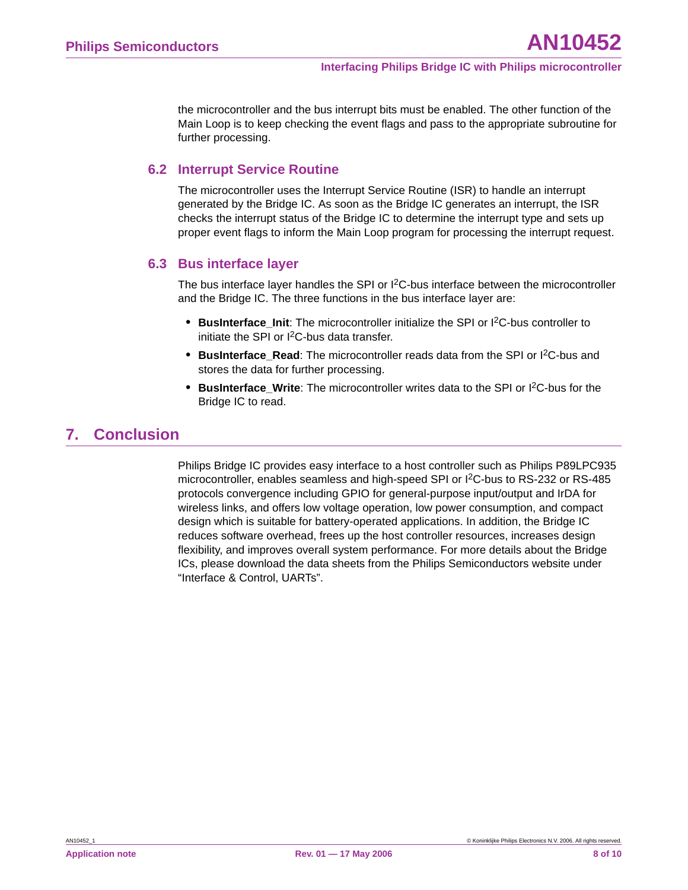the microcontroller and the bus interrupt bits must be enabled. The other function of the Main Loop is to keep checking the event flags and pass to the appropriate subroutine for further processing.

### 6.2 Interrupt Service Routine

The microcontroller uses the Interrupt Service Routine (ISR) to handle an interrupt generated by the Bridge IC. As soon as the Bridge IC generates an interrupt, the ISR checks the interrupt status of the Bridge IC to determine the interrupt type and sets up proper event flags to inform the Main Loop program for processing the interrupt request.

### 6.3 Bus interface layer

The bus interface layer handles the SPI or I$^2$C-bus interface between the microcontroller and the Bridge IC. The three functions in the bus interface layer are:

- **BusInterface_Init**: The microcontroller initialize the SPI or I$^2$C-bus controller to initiate the SPI or I$^2$C-bus data transfer.
- **BusInterface_Read**: The microcontroller reads data from the SPI or I$^2$C-bus and stores the data for further processing.
- **BusInterface_Write**: The microcontroller writes data to the SPI or I$^2$C-bus for the Bridge IC to read.

## 7. Conclusion

Philips Bridge IC provides easy interface to a host controller such as Philips P89LPC935 microcontroller, enables seamless and high-speed SPI or I$^2$C-bus to RS-232 or RS-485 protocols convergence including GPIO for general-purpose input/output and IrDA for wireless links, and offers low voltage operation, low power consumption, and compact design which is suitable for battery-operated applications. In addition, the Bridge IC reduces software overhead, frees up the host controller resources, increases design flexibility, and improves overall system performance. For more details about the Bridge ICs, please download the data sheets from the Philips Semiconductors website under “Interface & Control, UARTs”.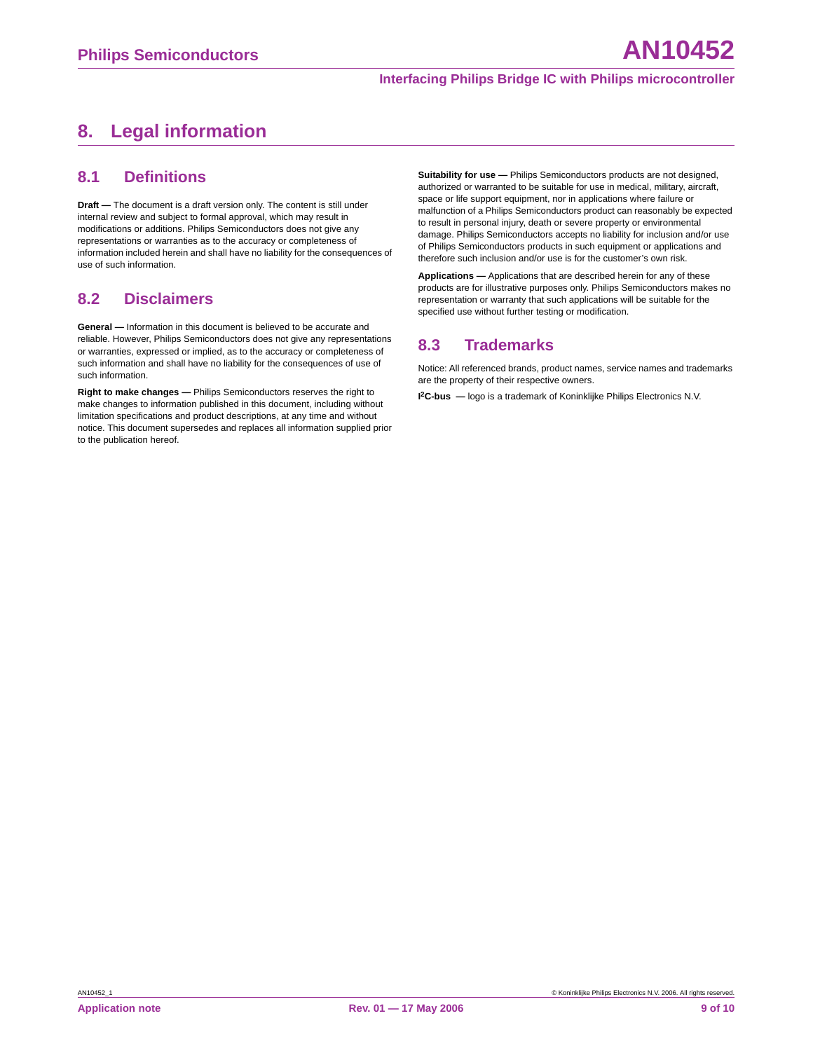# 8. Legal information

## 8.1 Definitions

**Draft —** The document is a draft version only. The content is still under internal review and subject to formal approval, which may result in modifications or additions. Philips Semiconductors does not give any representations or warranties as to the accuracy or completeness of information included herein and shall have no liability for the consequences of use of such information.

## 8.2 Disclaimers

**General —** Information in this document is believed to be accurate and reliable. However, Philips Semiconductors does not give any representations or warranties, expressed or implied, as to the accuracy or completeness of such information and shall have no liability for the consequences of use of such information.

**Right to make changes —** Philips Semiconductors reserves the right to make changes to information published in this document, including without limitation specifications and product descriptions, at any time and without notice. This document supersedes and replaces all information supplied prior to the publication hereof.

**Suitability for use —** Philips Semiconductors products are not designed, authorized or warranted to be suitable for use in medical, military, aircraft, space or life support equipment, nor in applications where failure or malfunction of a Philips Semiconductors product can reasonably be expected to result in personal injury, death or severe property or environmental damage. Philips Semiconductors accepts no liability for inclusion and/or use of Philips Semiconductors products in such equipment or applications and therefore such inclusion and/or use is for the customer's own risk.

**Applications —** Applications that are described herein for any of these products are for illustrative purposes only. Philips Semiconductors makes no representation or warranty that such applications will be suitable for the specified use without further testing or modification.

## 8.3 Trademarks

Notice: All referenced brands, product names, service names and trademarks are the property of their respective owners.

**I²C-bus —** logo is a trademark of Koninklijke Philips Electronics N.V.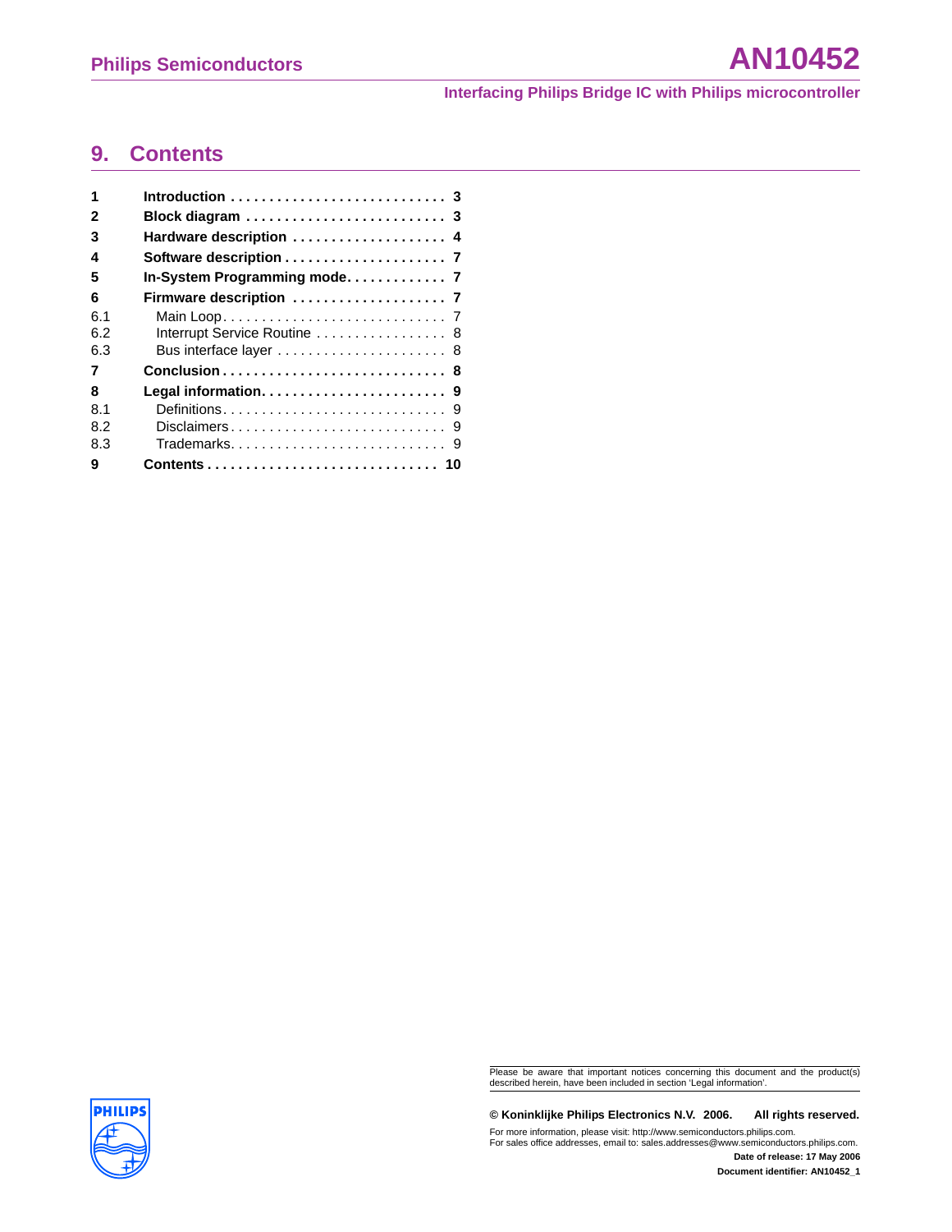## 9. Contents

| | | |
|---|---|---|
| **1** | **Introduction** | **3** |
| **2** | **Block diagram** | **3** |
| **3** | **Hardware description** | **4** |
| **4** | **Software description** | **7** |
| **5** | **In-System Programming mode** | **7** |
| **6** | **Firmware description** | **7** |
| 6.1 | Main Loop | 7 |
| 6.2 | Interrupt Service Routine | 8 |
| 6.3 | Bus interface layer | 8 |
| **7** | **Conclusion** | **8** |
| **8** | **Legal information** | **9** |
| 8.1 | Definitions | 9 |
| 8.2 | Disclaimers | 9 |
| 8.3 | Trademarks | 9 |
| **9** | **Contents** | **10** |

Please be aware that important notices concerning this document and the product(s) described herein, have been included in section 'Legal information'.

**© Koninklijke Philips Electronics N.V. 2006. All rights reserved.**

For more information, please visit: http://www.semiconductors.philips.com.
For sales office addresses, email to: sales.addresses@www.semiconductors.philips.com.

**Date of release: 17 May 2006**

**Document identifier: AN10452_1**